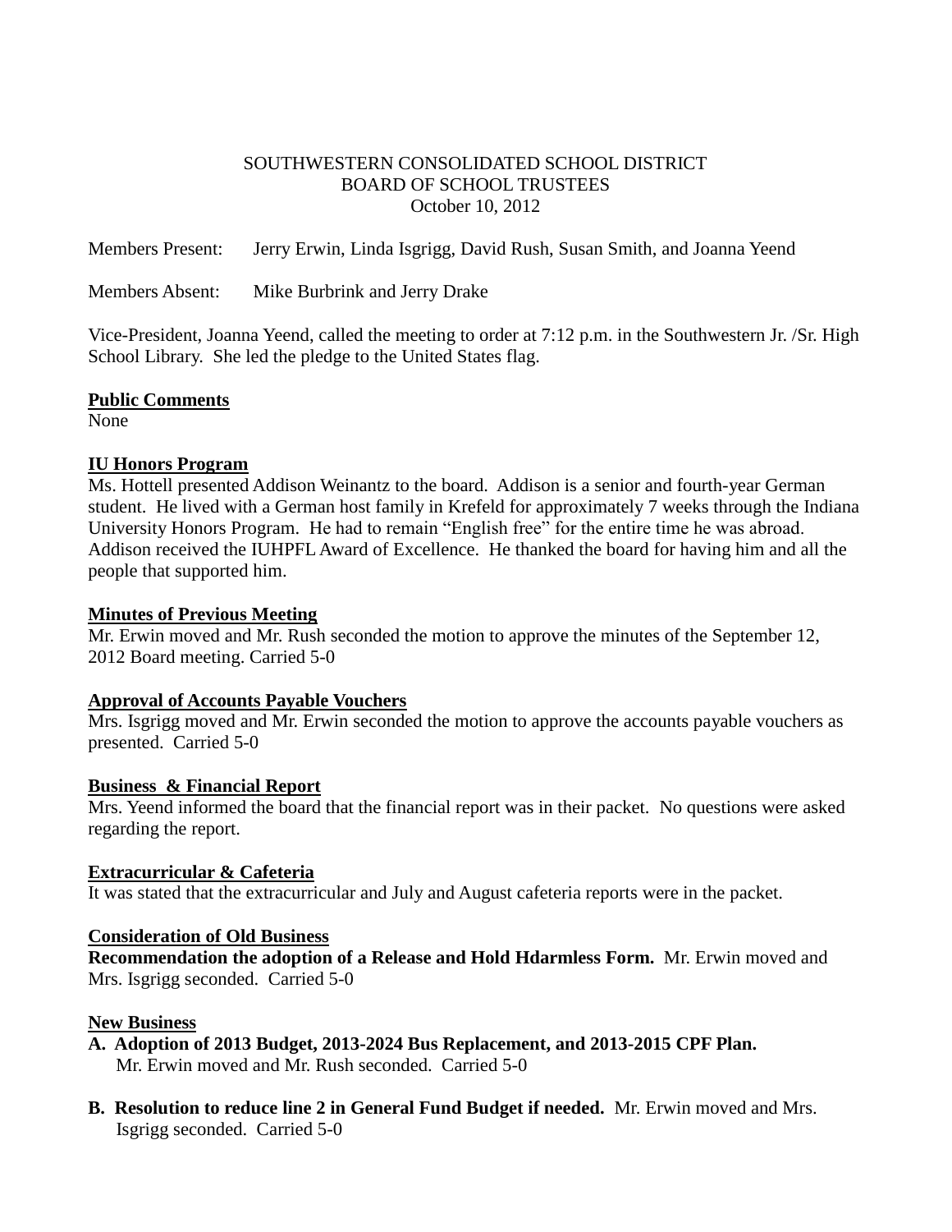SOUTHWESTERN CONSOLIDATED SCHOOL DISTRICT
BOARD OF SCHOOL TRUSTEES
October 10, 2012

Members Present: Jerry Erwin, Linda Isgrigg, David Rush, Susan Smith, and Joanna Yeend

Members Absent: Mike Burbrink and Jerry Drake

Vice-President, Joanna Yeend, called the meeting to order at 7:12 p.m. in the Southwestern Jr. /Sr. High School Library. She led the pledge to the United States flag.

**Public Comments**
None

**IU Honors Program**
Ms. Hottell presented Addison Weinantz to the board. Addison is a senior and fourth-year German student. He lived with a German host family in Krefeld for approximately 7 weeks through the Indiana University Honors Program. He had to remain "English free" for the entire time he was abroad. Addison received the IUHPFL Award of Excellence. He thanked the board for having him and all the people that supported him.

**Minutes of Previous Meeting**
Mr. Erwin moved and Mr. Rush seconded the motion to approve the minutes of the September 12, 2012 Board meeting. Carried 5-0

**Approval of Accounts Payable Vouchers**
Mrs. Isgrigg moved and Mr. Erwin seconded the motion to approve the accounts payable vouchers as presented. Carried 5-0

**Business & Financial Report**
Mrs. Yeend informed the board that the financial report was in their packet. No questions were asked regarding the report.

**Extracurricular & Cafeteria**
It was stated that the extracurricular and July and August cafeteria reports were in the packet.

**Consideration of Old Business**
**Recommendation the adoption of a Release and Hold Hdarmless Form.** Mr. Erwin moved and Mrs. Isgrigg seconded. Carried 5-0

**New Business**

**A. Adoption of 2013 Budget, 2013-2024 Bus Replacement, and 2013-2015 CPF Plan.** Mr. Erwin moved and Mr. Rush seconded. Carried 5-0

**B. Resolution to reduce line 2 in General Fund Budget if needed.** Mr. Erwin moved and Mrs. Isgrigg seconded. Carried 5-0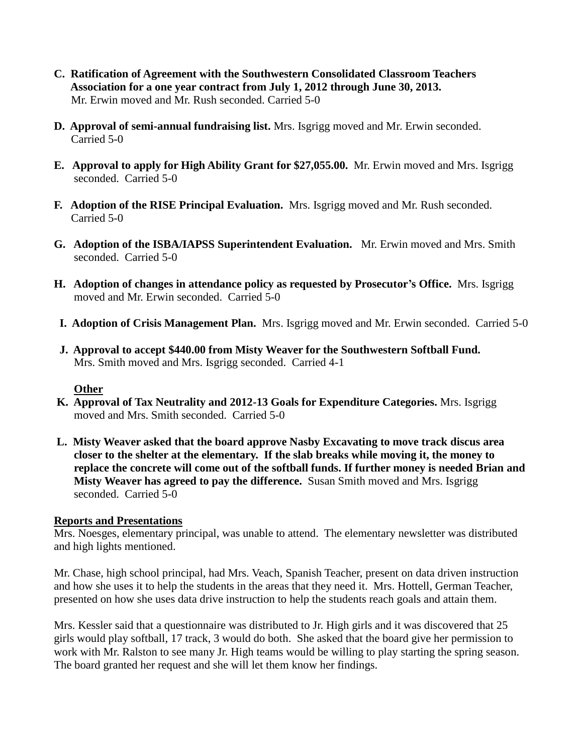**C. Ratification of Agreement with the Southwestern Consolidated Classroom Teachers Association for a one year contract from July 1, 2012 through June 30, 2013.** Mr. Erwin moved and Mr. Rush seconded. Carried 5-0

**D. Approval of semi-annual fundraising list.** Mrs. Isgrigg moved and Mr. Erwin seconded. Carried 5-0

**E. Approval to apply for High Ability Grant for $27,055.00.** Mr. Erwin moved and Mrs. Isgrigg seconded. Carried 5-0

**F. Adoption of the RISE Principal Evaluation.** Mrs. Isgrigg moved and Mr. Rush seconded. Carried 5-0

**G. Adoption of the ISBA/IAPSS Superintendent Evaluation.** Mr. Erwin moved and Mrs. Smith seconded. Carried 5-0

**H. Adoption of changes in attendance policy as requested by Prosecutor's Office.** Mrs. Isgrigg moved and Mr. Erwin seconded. Carried 5-0

**I. Adoption of Crisis Management Plan.** Mrs. Isgrigg moved and Mr. Erwin seconded. Carried 5-0

**J. Approval to accept $440.00 from Misty Weaver for the Southwestern Softball Fund.** Mrs. Smith moved and Mrs. Isgrigg seconded. Carried 4-1

**<u>Other</u>**

**K. Approval of Tax Neutrality and 2012-13 Goals for Expenditure Categories.** Mrs. Isgrigg moved and Mrs. Smith seconded. Carried 5-0

**L. Misty Weaver asked that the board approve Nasby Excavating to move track discus area closer to the shelter at the elementary. If the slab breaks while moving it, the money to replace the concrete will come out of the softball funds. If further money is needed Brian and Misty Weaver has agreed to pay the difference.** Susan Smith moved and Mrs. Isgrigg seconded. Carried 5-0

**<u>Reports and Presentations</u>**

Mrs. Noesges, elementary principal, was unable to attend. The elementary newsletter was distributed and high lights mentioned.

Mr. Chase, high school principal, had Mrs. Veach, Spanish Teacher, present on data driven instruction and how she uses it to help the students in the areas that they need it. Mrs. Hottell, German Teacher, presented on how she uses data drive instruction to help the students reach goals and attain them.

Mrs. Kessler said that a questionnaire was distributed to Jr. High girls and it was discovered that 25 girls would play softball, 17 track, 3 would do both. She asked that the board give her permission to work with Mr. Ralston to see many Jr. High teams would be willing to play starting the spring season. The board granted her request and she will let them know her findings.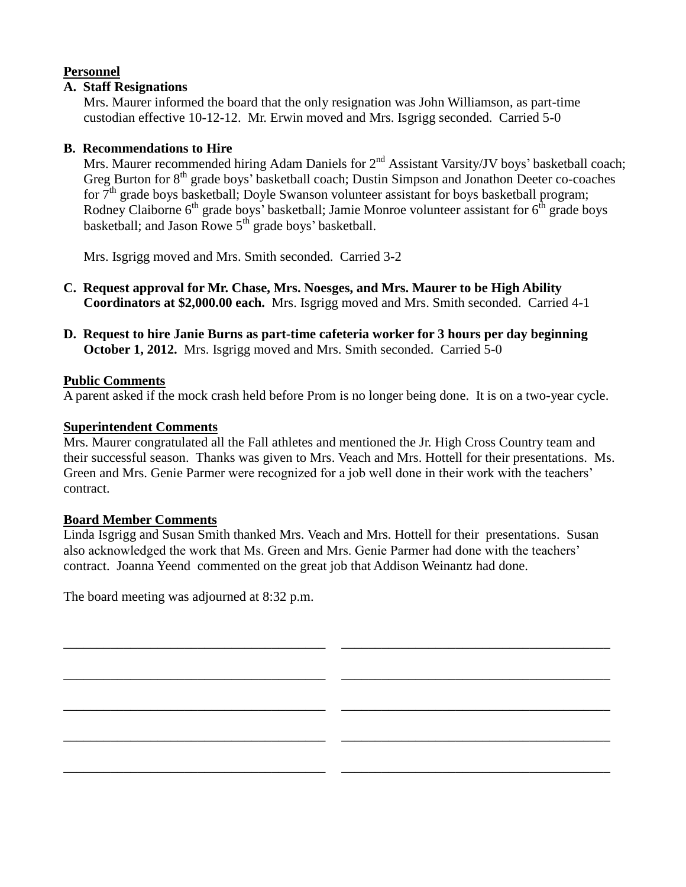**Personnel**

**A. Staff Resignations**

Mrs. Maurer informed the board that the only resignation was John Williamson, as part-time custodian effective 10-12-12. Mr. Erwin moved and Mrs. Isgrigg seconded. Carried 5-0

**B. Recommendations to Hire**

Mrs. Maurer recommended hiring Adam Daniels for 2nd Assistant Varsity/JV boys' basketball coach; Greg Burton for 8th grade boys' basketball coach; Dustin Simpson and Jonathon Deeter co-coaches for 7th grade boys basketball; Doyle Swanson volunteer assistant for boys basketball program; Rodney Claiborne 6th grade boys' basketball; Jamie Monroe volunteer assistant for 6th grade boys basketball; and Jason Rowe 5th grade boys' basketball.

Mrs. Isgrigg moved and Mrs. Smith seconded. Carried 3-2

**C. Request approval for Mr. Chase, Mrs. Noesges, and Mrs. Maurer to be High Ability Coordinators at $2,000.00 each.** Mrs. Isgrigg moved and Mrs. Smith seconded. Carried 4-1

**D. Request to hire Janie Burns as part-time cafeteria worker for 3 hours per day beginning October 1, 2012.** Mrs. Isgrigg moved and Mrs. Smith seconded. Carried 5-0

**Public Comments**

A parent asked if the mock crash held before Prom is no longer being done. It is on a two-year cycle.

**Superintendent Comments**

Mrs. Maurer congratulated all the Fall athletes and mentioned the Jr. High Cross Country team and their successful season. Thanks was given to Mrs. Veach and Mrs. Hottell for their presentations. Ms. Green and Mrs. Genie Parmer were recognized for a job well done in their work with the teachers' contract.

**Board Member Comments**

Linda Isgrigg and Susan Smith thanked Mrs. Veach and Mrs. Hottell for their presentations. Susan also acknowledged the work that Ms. Green and Mrs. Genie Parmer had done with the teachers' contract. Joanna Yeend commented on the great job that Addison Weinantz had done.

The board meeting was adjourned at 8:32 p.m.

\_\_\_\_\_\_\_\_\_\_\_\_\_\_\_\_\_\_\_\_\_\_\_\_\_\_\_\_\_\_\_\_\_\_\_\_\_\_ \_\_\_\_\_\_\_\_\_\_\_\_\_\_\_\_\_\_\_\_\_\_\_\_\_\_\_\_\_\_\_\_\_\_\_\_\_\_

\_\_\_\_\_\_\_\_\_\_\_\_\_\_\_\_\_\_\_\_\_\_\_\_\_\_\_\_\_\_\_\_\_\_\_\_\_\_ \_\_\_\_\_\_\_\_\_\_\_\_\_\_\_\_\_\_\_\_\_\_\_\_\_\_\_\_\_\_\_\_\_\_\_\_\_\_

\_\_\_\_\_\_\_\_\_\_\_\_\_\_\_\_\_\_\_\_\_\_\_\_\_\_\_\_\_\_\_\_\_\_\_\_\_\_ \_\_\_\_\_\_\_\_\_\_\_\_\_\_\_\_\_\_\_\_\_\_\_\_\_\_\_\_\_\_\_\_\_\_\_\_\_\_

\_\_\_\_\_\_\_\_\_\_\_\_\_\_\_\_\_\_\_\_\_\_\_\_\_\_\_\_\_\_\_\_\_\_\_\_\_\_ \_\_\_\_\_\_\_\_\_\_\_\_\_\_\_\_\_\_\_\_\_\_\_\_\_\_\_\_\_\_\_\_\_\_\_\_\_\_

\_\_\_\_\_\_\_\_\_\_\_\_\_\_\_\_\_\_\_\_\_\_\_\_\_\_\_\_\_\_\_\_\_\_\_\_\_\_ \_\_\_\_\_\_\_\_\_\_\_\_\_\_\_\_\_\_\_\_\_\_\_\_\_\_\_\_\_\_\_\_\_\_\_\_\_\_